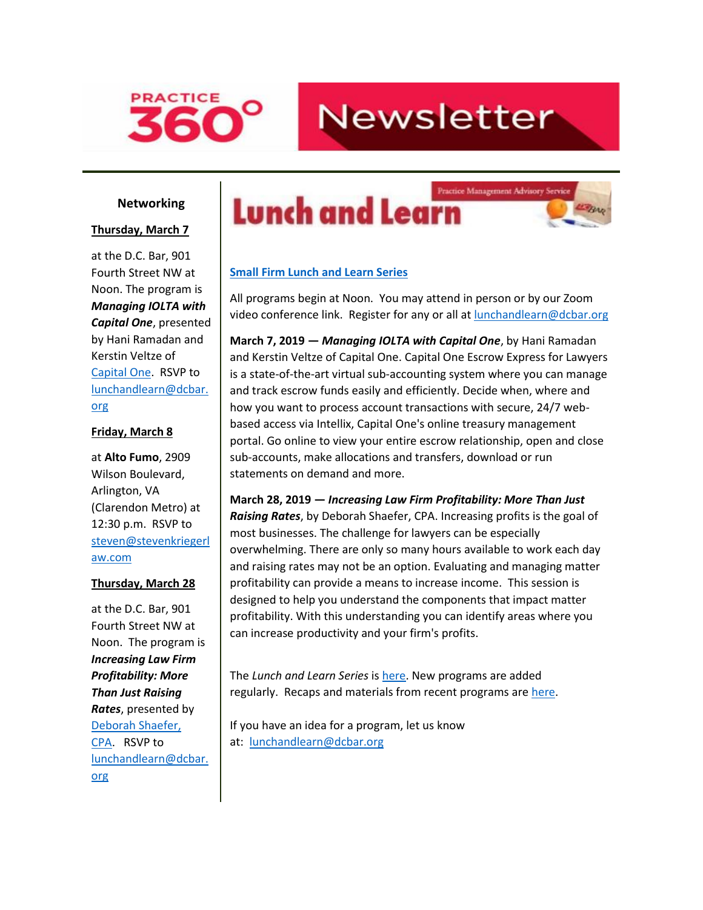# PRACTICE 360° Newsletter

## Networking

**Thursday, March 7**

at the D.C. Bar, 901 Fourth Street NW at Noon. The program is ***Managing IOLTA with Capital One***, presented by Hani Ramadan and Kerstin Veltze of [Capital One](). RSVP to [lunchandlearn@dcbar.org](mailto:lunchandlearn@dcbar.org)

**Friday, March 8**

at **Alto Fumo**, 2909 Wilson Boulevard, Arlington, VA (Clarendon Metro) at 12:30 p.m. RSVP to [steven@stevenkriegerlaw.com](mailto:steven@stevenkriegerlaw.com)

**Thursday, March 28**

at the D.C. Bar, 901 Fourth Street NW at Noon. The program is ***Increasing Law Firm Profitability: More Than Just Raising Rates***, presented by [Deborah Shaefer, CPA](). RSVP to [lunchandlearn@dcbar.org](mailto:lunchandlearn@dcbar.org)

## Lunch and Learn

Practice Management Advisory Service

**[Small Firm Lunch and Learn Series]()**

All programs begin at Noon. You may attend in person or by our Zoom video conference link. Register for any or all at [lunchandlearn@dcbar.org](mailto:lunchandlearn@dcbar.org)

**March 7, 2019 — *Managing IOLTA with Capital One***, by Hani Ramadan and Kerstin Veltze of Capital One. Capital One Escrow Express for Lawyers is a state-of-the-art virtual sub-accounting system where you can manage and track escrow funds easily and efficiently. Decide when, where and how you want to process account transactions with secure, 24/7 web-based access via Intellix, Capital One's online treasury management portal. Go online to view your entire escrow relationship, open and close sub-accounts, make allocations and transfers, download or run statements on demand and more.

**March 28, 2019 — *Increasing Law Firm Profitability: More Than Just Raising Rates***, by Deborah Shaefer, CPA. Increasing profits is the goal of most businesses. The challenge for lawyers can be especially overwhelming. There are only so many hours available to work each day and raising rates may not be an option. Evaluating and managing matter profitability can provide a means to increase income. This session is designed to help you understand the components that impact matter profitability. With this understanding you can identify areas where you can increase productivity and your firm's profits.

The *Lunch and Learn Series* is [here](). New programs are added regularly. Recaps and materials from recent programs are [here]().

If you have an idea for a program, let us know at: [lunchandlearn@dcbar.org](mailto:lunchandlearn@dcbar.org)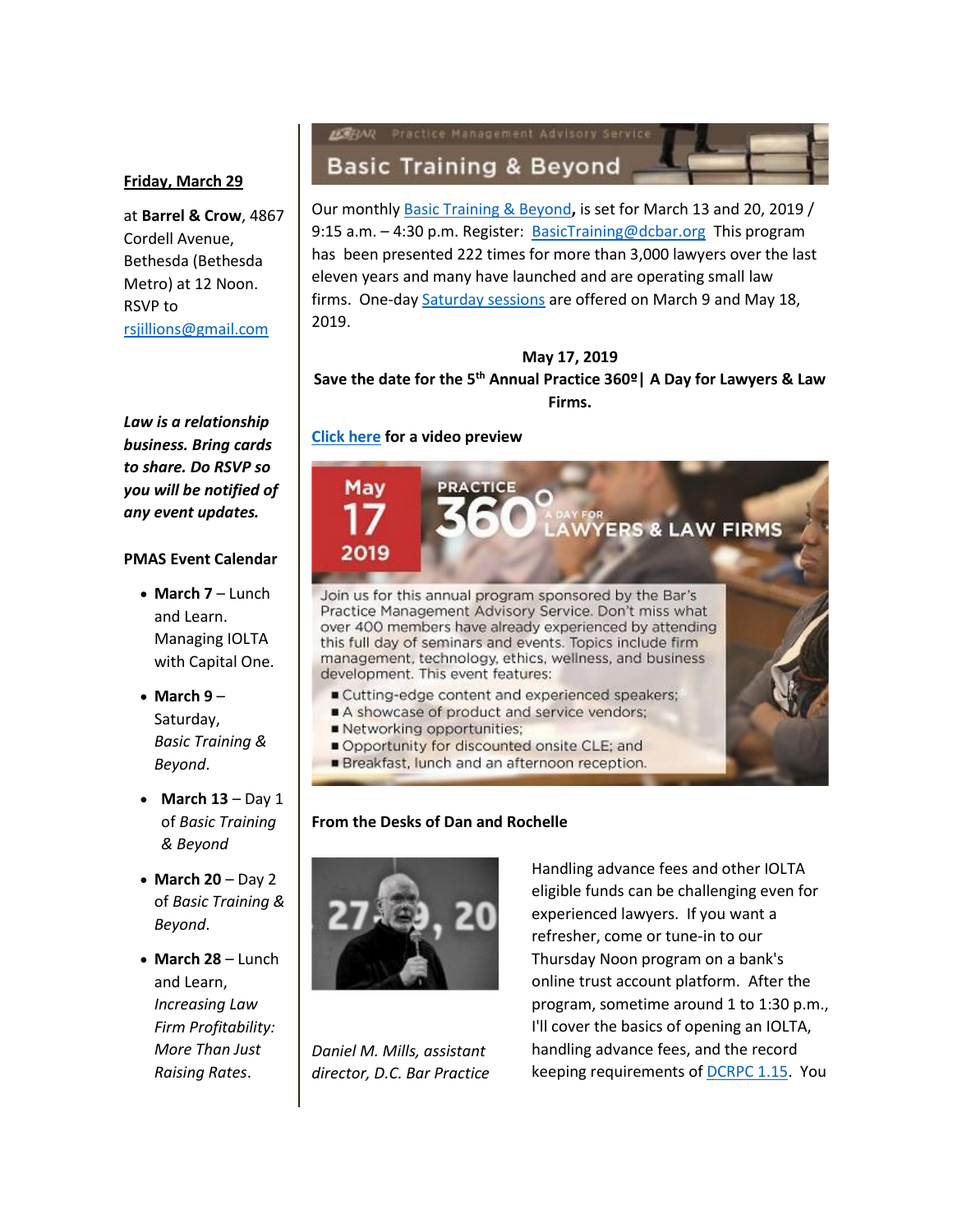**Friday, March 29**

at **Barrel & Crow**, 4867 Cordell Avenue, Bethesda (Bethesda Metro) at 12 Noon. RSVP to rsjillions@gmail.com

***Law is a relationship business. Bring cards to share. Do RSVP so you will be notified of any event updates.***

**PMAS Event Calendar**

- **March 7** – Lunch and Learn. Managing IOLTA with Capital One.
- **March 9** – Saturday, *Basic Training & Beyond*.
- **March 13** – Day 1 of *Basic Training & Beyond*
- **March 20** – Day 2 of *Basic Training & Beyond*.
- **March 28** – Lunch and Learn, *Increasing Law Firm Profitability: More Than Just Raising Rates*.

## Basic Training & Beyond

Our monthly Basic Training & Beyond**,** is set for March 13 and 20, 2019 / 9:15 a.m. – 4:30 p.m. Register: BasicTraining@dcbar.org This program has been presented 222 times for more than 3,000 lawyers over the last eleven years and many have launched and are operating small law firms. One-day Saturday sessions are offered on March 9 and May 18, 2019.

**May 17, 2019**

**Save the date for the 5th Annual Practice 360º| A Day for Lawyers & Law Firms.**

**Click here for a video preview**

May 17 2019

PRACTICE 360° A DAY FOR LAWYERS & LAW FIRMS

Join us for this annual program sponsored by the Bar's Practice Management Advisory Service. Don't miss what over 400 members have already experienced by attending this full day of seminars and events. Topics include firm management, technology, ethics, wellness, and business development. This event features:

- Cutting-edge content and experienced speakers;
- A showcase of product and service vendors;
- Networking opportunities;
- Opportunity for discounted onsite CLE; and
- Breakfast, lunch and an afternoon reception.

**From the Desks of Dan and Rochelle**

*Daniel M. Mills, assistant director, D.C. Bar Practice*

Handling advance fees and other IOLTA eligible funds can be challenging even for experienced lawyers. If you want a refresher, come or tune-in to our Thursday Noon program on a bank's online trust account platform. After the program, sometime around 1 to 1:30 p.m., I'll cover the basics of opening an IOLTA, handling advance fees, and the record keeping requirements of DCRPC 1.15. You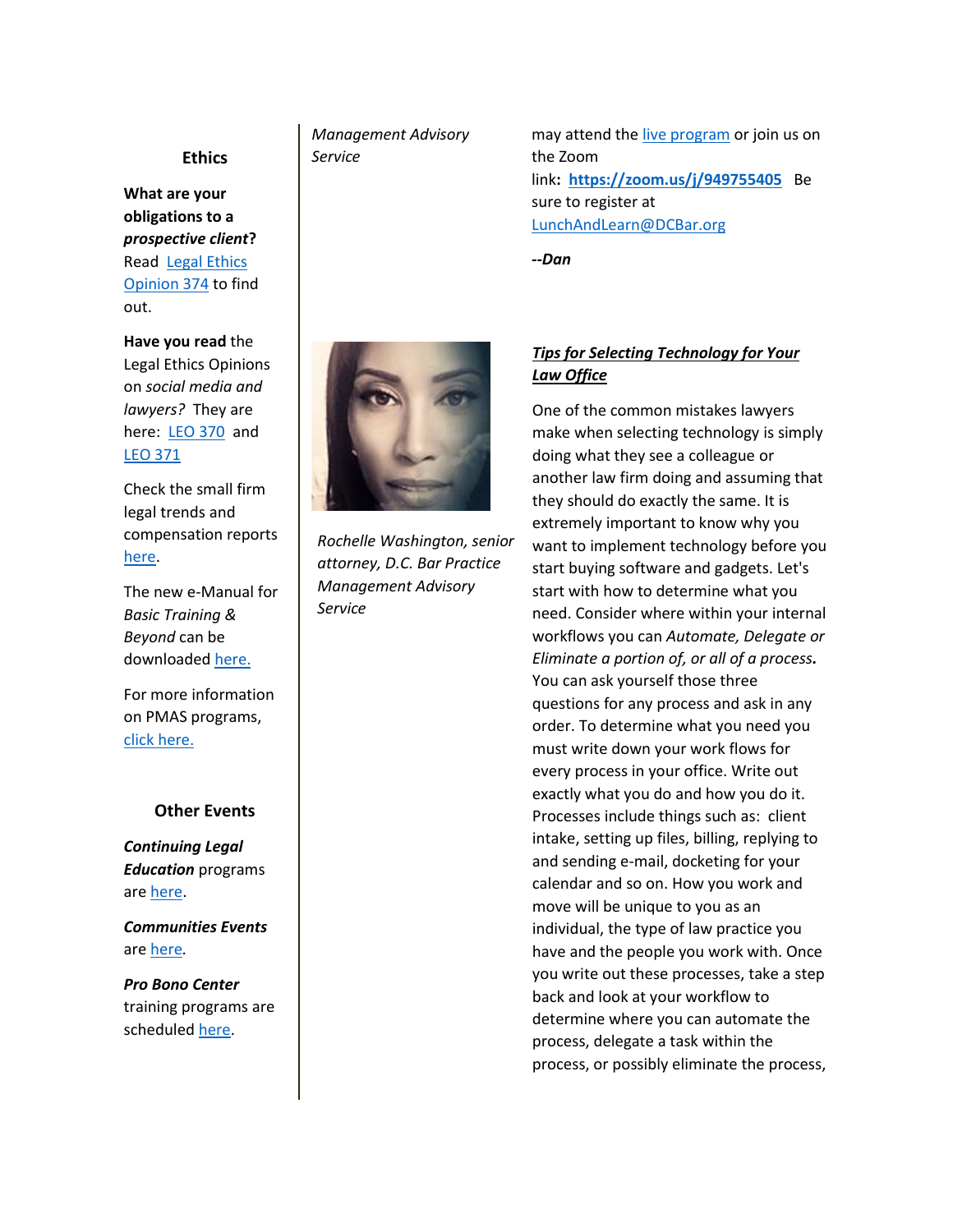## Ethics

**What are your obligations to a *prospective client*?** Read Legal Ethics Opinion 374 to find out.

**Have you read** the Legal Ethics Opinions on *social media and lawyers?* They are here: LEO 370 and LEO 371

Check the small firm legal trends and compensation reports here.

The new e-Manual for *Basic Training & Beyond* can be downloaded here.

For more information on PMAS programs, click here.

## Other Events

***Continuing Legal Education*** programs are here.

***Communities Events*** are here.

***Pro Bono Center*** training programs are scheduled here.

*Management Advisory Service*

*Rochelle Washington, senior attorney, D.C. Bar Practice Management Advisory Service*

may attend the live program or join us on the Zoom link**: https://zoom.us/j/949755405** Be sure to register at LunchAndLearn@DCBar.org

***--Dan***

### ***Tips for Selecting Technology for Your Law Office***

One of the common mistakes lawyers make when selecting technology is simply doing what they see a colleague or another law firm doing and assuming that they should do exactly the same. It is extremely important to know why you want to implement technology before you start buying software and gadgets. Let's start with how to determine what you need. Consider where within your internal workflows you can *Automate, Delegate or Eliminate a portion of, or all of a process.* You can ask yourself those three questions for any process and ask in any order. To determine what you need you must write down your work flows for every process in your office. Write out exactly what you do and how you do it. Processes include things such as: client intake, setting up files, billing, replying to and sending e-mail, docketing for your calendar and so on. How you work and move will be unique to you as an individual, the type of law practice you have and the people you work with. Once you write out these processes, take a step back and look at your workflow to determine where you can automate the process, delegate a task within the process, or possibly eliminate the process,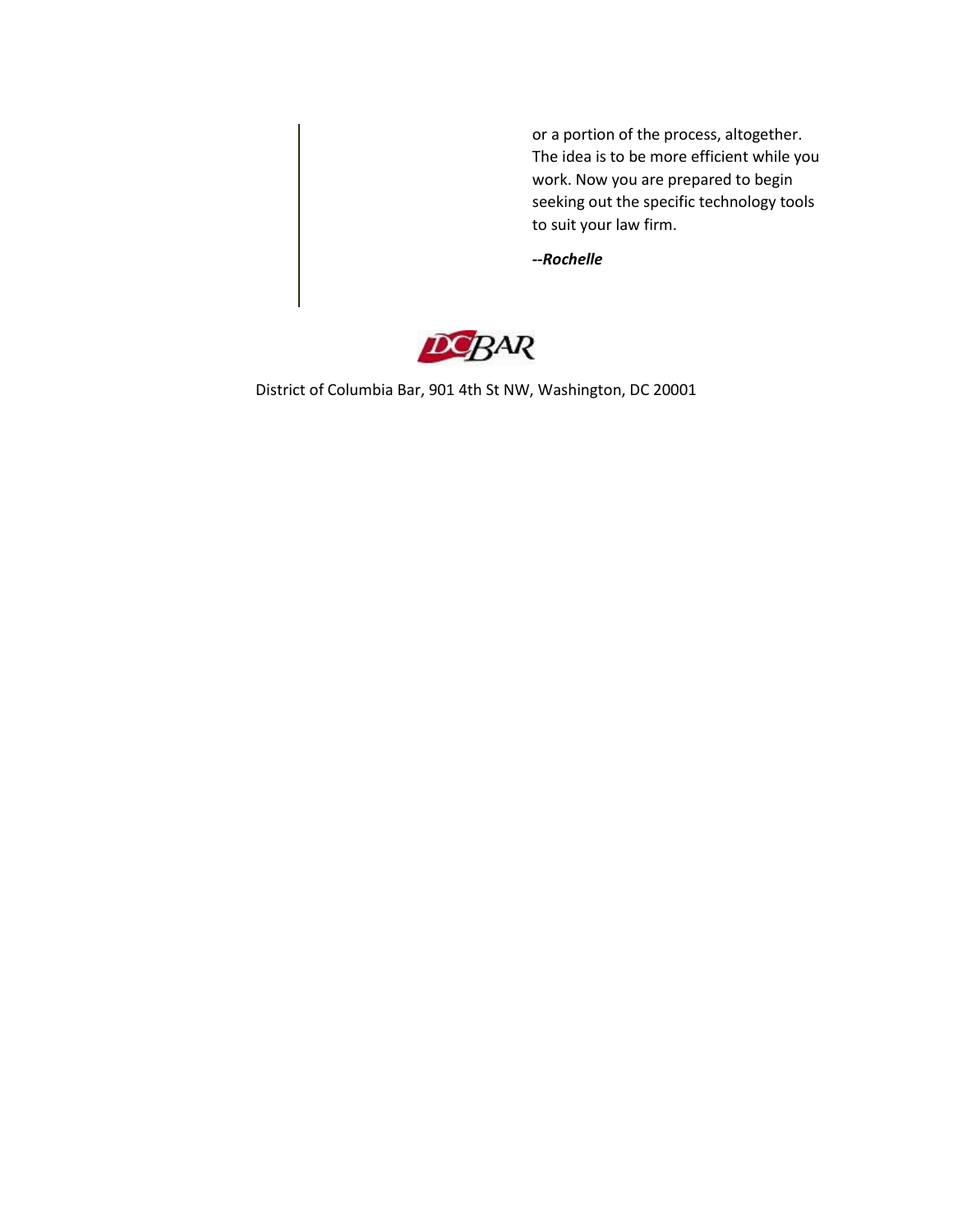or a portion of the process, altogether. The idea is to be more efficient while you work. Now you are prepared to begin seeking out the specific technology tools to suit your law firm.

***--Rochelle***

District of Columbia Bar, 901 4th St NW, Washington, DC 20001